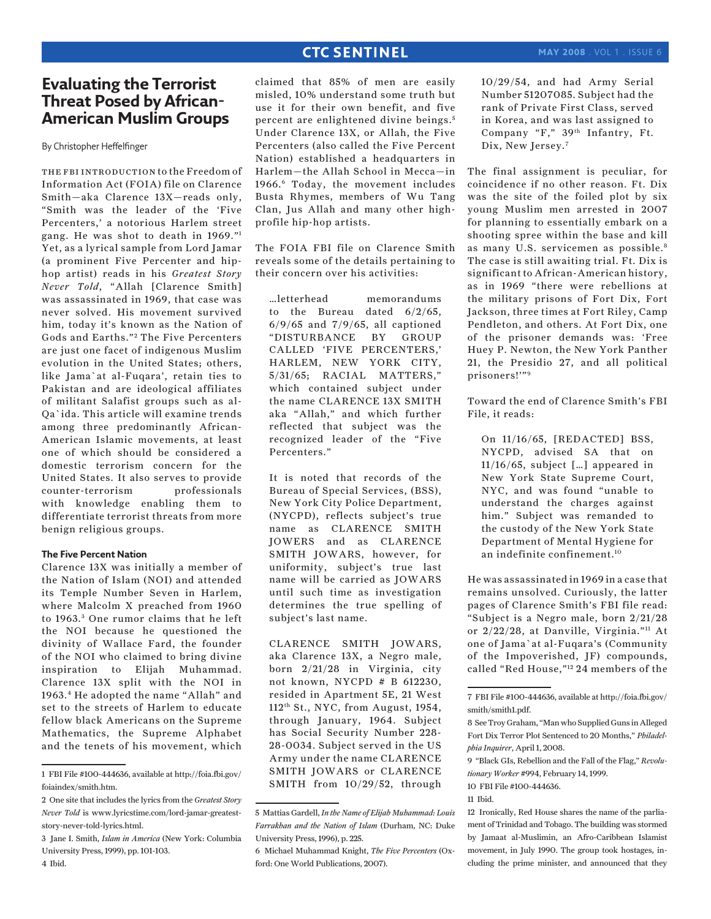# Evaluating the Terrorist Threat Posed by African-American Muslim Groups

By Christopher Heffelfinger

THE FBI INTRODUCTION to the Freedom of Information Act (FOIA) file on Clarence Smith—aka Clarence 13X—reads only, "Smith was the leader of the 'Five Percenters,' a notorious Harlem street gang. He was shot to death in 1969."[1] Yet, as a lyrical sample from Lord Jamar (a prominent Five Percenter and hip-hop artist) reads in his *Greatest Story Never Told*, "Allah [Clarence Smith] was assassinated in 1969, that case was never solved. His movement survived him, today it's known as the Nation of Gods and Earths."[2] The Five Percenters are just one facet of indigenous Muslim evolution in the United States; others, like Jama`at al-Fuqara', retain ties to Pakistan and are ideological affiliates of militant Salafist groups such as al-Qa`ida. This article will examine trends among three predominantly African-American Islamic movements, at least one of which should be considered a domestic terrorism concern for the United States. It also serves to provide counter-terrorism professionals with knowledge enabling them to differentiate terrorist threats from more benign religious groups.

### The Five Percent Nation

Clarence 13X was initially a member of the Nation of Islam (NOI) and attended its Temple Number Seven in Harlem, where Malcolm X preached from 1960 to 1963.[3] One rumor claims that he left the NOI because he questioned the divinity of Wallace Fard, the founder of the NOI who claimed to bring divine inspiration to Elijah Muhammad. Clarence 13X split with the NOI in 1963.[4] He adopted the name "Allah" and set to the streets of Harlem to educate fellow black Americans on the Supreme Mathematics, the Supreme Alphabet and the tenets of his movement, which claimed that 85% of men are easily misled, 10% understand some truth but use it for their own benefit, and five percent are enlightened divine beings.[5] Under Clarence 13X, or Allah, the Five Percenters (also called the Five Percent Nation) established a headquarters in Harlem—the Allah School in Mecca—in 1966.[6] Today, the movement includes Busta Rhymes, members of Wu Tang Clan, Jus Allah and many other high-profile hip-hop artists.

The FOIA FBI file on Clarence Smith reveals some of the details pertaining to their concern over his activities:

> …letterhead memorandums to the Bureau dated 6/2/65, 6/9/65 and 7/9/65, all captioned "DISTURBANCE BY GROUP CALLED 'FIVE PERCENTERS,' HARLEM, NEW YORK CITY, 5/31/65; RACIAL MATTERS," which contained subject under the name CLARENCE 13X SMITH aka "Allah," and which further reflected that subject was the recognized leader of the "Five Percenters."
>
> It is noted that records of the Bureau of Special Services, (BSS), New York City Police Department, (NYCPD), reflects subject's true name as CLARENCE SMITH JOWERS and as CLARENCE SMITH JOWARS, however, for uniformity, subject's true last name will be carried as JOWARS until such time as investigation determines the true spelling of subject's last name.
>
> CLARENCE SMITH JOWARS, aka Clarence 13X, a Negro male, born 2/21/28 in Virginia, city not known, NYCPD # B 612230, resided in Apartment 5E, 21 West 112th St., NYC, from August, 1954, through January, 1964. Subject has Social Security Number 228-28-0034. Subject served in the US Army under the name CLARENCE SMITH JOWARS or CLARENCE SMITH from 10/29/52, through 10/29/54, and had Army Serial Number 51207085. Subject had the rank of Private First Class, served in Korea, and was last assigned to Company "F," 39th Infantry, Ft. Dix, New Jersey.[7]

The final assignment is peculiar, for coincidence if no other reason. Ft. Dix was the site of the foiled plot by six young Muslim men arrested in 2007 for planning to essentially embark on a shooting spree within the base and kill as many U.S. servicemen as possible.[8] The case is still awaiting trial. Ft. Dix is significant to African-American history, as in 1969 "there were rebellions at the military prisons of Fort Dix, Fort Jackson, three times at Fort Riley, Camp Pendleton, and others. At Fort Dix, one of the prisoner demands was: 'Free Huey P. Newton, the New York Panther 21, the Presidio 27, and all political prisoners!'"[9]

Toward the end of Clarence Smith's FBI File, it reads:

> On 11/16/65, [REDACTED] BSS, NYCPD, advised SA that on 11/16/65, subject […] appeared in New York State Supreme Court, NYC, and was found "unable to understand the charges against him." Subject was remanded to the custody of the New York State Department of Mental Hygiene for an indefinite confinement.[10]

He was assassinated in 1969 in a case that remains unsolved. Curiously, the latter pages of Clarence Smith's FBI file read: "Subject is a Negro male, born 2/21/28 or 2/22/28, at Danville, Virginia."[11] At one of Jama`at al-Fuqara's (Community of the Impoverished, JF) compounds, called "Red House,"[12] 24 members of the

---

1 FBI File #100-444636, available at http://foia.fbi.gov/foiaindex/smith.htm.

2 One site that includes the lyrics from the *Greatest Story Never Told* is www.lyricstime.com/lord-jamar-greatest-story-never-told-lyrics.html.

3 Jane I. Smith, *Islam in America* (New York: Columbia University Press, 1999), pp. 101-103.

4 Ibid.

5 Mattias Gardell, *In the Name of Elijah Muhammad: Louis Farrakhan and the Nation of Islam* (Durham, NC: Duke University Press, 1996), p. 225.

6 Michael Muhammad Knight, *The Five Percenters* (Oxford: One World Publications, 2007).

7 FBI File #100-444636, available at http://foia.fbi.gov/smith/smith1.pdf.

8 See Troy Graham, "Man who Supplied Guns in Alleged Fort Dix Terror Plot Sentenced to 20 Months," *Philadelphia Inquirer*, April 1, 2008.

9 "Black GIs, Rebellion and the Fall of the Flag," *Revolutionary Worker* #994, February 14, 1999.

10 FBI File #100-444636.

11 Ibid.

12 Ironically, Red House shares the name of the parliament of Trinidad and Tobago. The building was stormed by Jamaat al-Muslimin, an Afro-Caribbean Islamist movement, in July 1990. The group took hostages, including the prime minister, and announced that they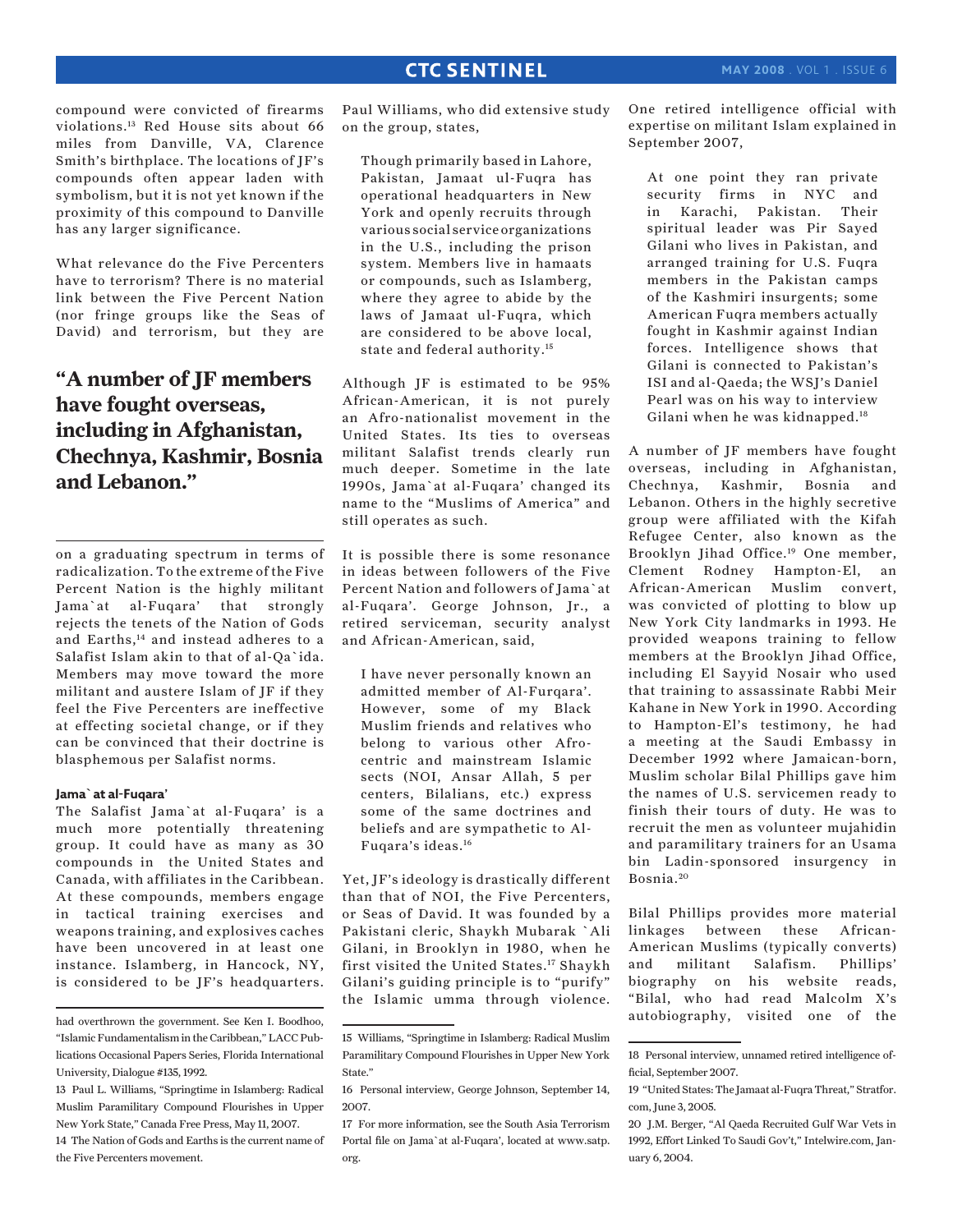compound were convicted of firearms violations.[13] Red House sits about 66 miles from Danville, VA, Clarence Smith's birthplace. The locations of JF's compounds often appear laden with symbolism, but it is not yet known if the proximity of this compound to Danville has any larger significance.

What relevance do the Five Percenters have to terrorism? There is no material link between the Five Percent Nation (nor fringe groups like the Seas of David) and terrorism, but they are on a graduating spectrum in terms of radicalization. To the extreme of the Five Percent Nation is the highly militant Jama`at al-Fuqara' that strongly rejects the tenets of the Nation of Gods and Earths,[14] and instead adheres to a Salafist Islam akin to that of al-Qa`ida. Members may move toward the more militant and austere Islam of JF if they feel the Five Percenters are ineffective at effecting societal change, or if they can be convinced that their doctrine is blasphemous per Salafist norms.

> **"A number of JF members have fought overseas, including in Afghanistan, Chechnya, Kashmir, Bosnia and Lebanon."**

#### Jama`at al-Fuqara'

The Salafist Jama`at al-Fuqara' is a much more potentially threatening group. It could have as many as 30 compounds in the United States and Canada, with affiliates in the Caribbean. At these compounds, members engage in tactical training exercises and weapons training, and explosives caches have been uncovered in at least one instance. Islamberg, in Hancock, NY, is considered to be JF's headquarters. Paul Williams, who did extensive study on the group, states,

> Though primarily based in Lahore, Pakistan, Jamaat ul-Fuqra has operational headquarters in New York and openly recruits through various social service organizations in the U.S., including the prison system. Members live in hamaats or compounds, such as Islamberg, where they agree to abide by the laws of Jamaat ul-Fuqra, which are considered to be above local, state and federal authority.[15]

Although JF is estimated to be 95% African-American, it is not purely an Afro-nationalist movement in the United States. Its ties to overseas militant Salafist trends clearly run much deeper. Sometime in the late 1990s, Jama`at al-Fuqara' changed its name to the "Muslims of America" and still operates as such.

It is possible there is some resonance in ideas between followers of the Five Percent Nation and followers of Jama`at al-Fuqara'. George Johnson, Jr., a retired serviceman, security analyst and African-American, said,

> I have never personally known an admitted member of Al-Furqara'. However, some of my Black Muslim friends and relatives who belong to various other Afro-centric and mainstream Islamic sects (NOI, Ansar Allah, 5 per centers, Bilalians, etc.) express some of the same doctrines and beliefs and are sympathetic to Al-Fuqara's ideas.[16]

Yet, JF's ideology is drastically different than that of NOI, the Five Percenters, or Seas of David. It was founded by a Pakistani cleric, Shaykh Mubarak `Ali Gilani, in Brooklyn in 1980, when he first visited the United States.[17] Shaykh Gilani's guiding principle is to "purify" the Islamic umma through violence. One retired intelligence official with expertise on militant Islam explained in September 2007,

> At one point they ran private security firms in NYC and in Karachi, Pakistan. Their spiritual leader was Pir Sayed Gilani who lives in Pakistan, and arranged training for U.S. Fuqra members in the Pakistan camps of the Kashmiri insurgents; some American Fuqra members actually fought in Kashmir against Indian forces. Intelligence shows that Gilani is connected to Pakistan's ISI and al-Qaeda; the WSJ's Daniel Pearl was on his way to interview Gilani when he was kidnapped.[18]

A number of JF members have fought overseas, including in Afghanistan, Chechnya, Kashmir, Bosnia and Lebanon. Others in the highly secretive group were affiliated with the Kifah Refugee Center, also known as the Brooklyn Jihad Office.[19] One member, Clement Rodney Hampton-El, an African-American Muslim convert, was convicted of plotting to blow up New York City landmarks in 1993. He provided weapons training to fellow members at the Brooklyn Jihad Office, including El Sayyid Nosair who used that training to assassinate Rabbi Meir Kahane in New York in 1990. According to Hampton-El's testimony, he had a meeting at the Saudi Embassy in December 1992 where Jamaican-born, Muslim scholar Bilal Phillips gave him the names of U.S. servicemen ready to finish their tours of duty. He was to recruit the men as volunteer mujahidin and paramilitary trainers for an Usama bin Ladin-sponsored insurgency in Bosnia.[20]

Bilal Phillips provides more material linkages between these African-American Muslims (typically converts) and militant Salafism. Phillips' biography on his website reads, "Bilal, who had read Malcolm X's autobiography, visited one of the

---

had overthrown the government. See Ken I. Boodhoo, "Islamic Fundamentalism in the Caribbean," LACC Publications Occasional Papers Series, Florida International University, Dialogue #135, 1992.

13 Paul L. Williams, "Springtime in Islamberg: Radical Muslim Paramilitary Compound Flourishes in Upper New York State," Canada Free Press, May 11, 2007.

14 The Nation of Gods and Earths is the current name of the Five Percenters movement.

15 Williams, "Springtime in Islamberg: Radical Muslim Paramilitary Compound Flourishes in Upper New York State."

16 Personal interview, George Johnson, September 14, 2007.

17 For more information, see the South Asia Terrorism Portal file on Jama`at al-Fuqara', located at www.satp.org.

18 Personal interview, unnamed retired intelligence official, September 2007.

19 "United States: The Jamaat al-Fuqra Threat," Stratfor.com, June 3, 2005.

20 J.M. Berger, "Al Qaeda Recruited Gulf War Vets in 1992, Effort Linked To Saudi Gov't," Intelwire.com, January 6, 2004.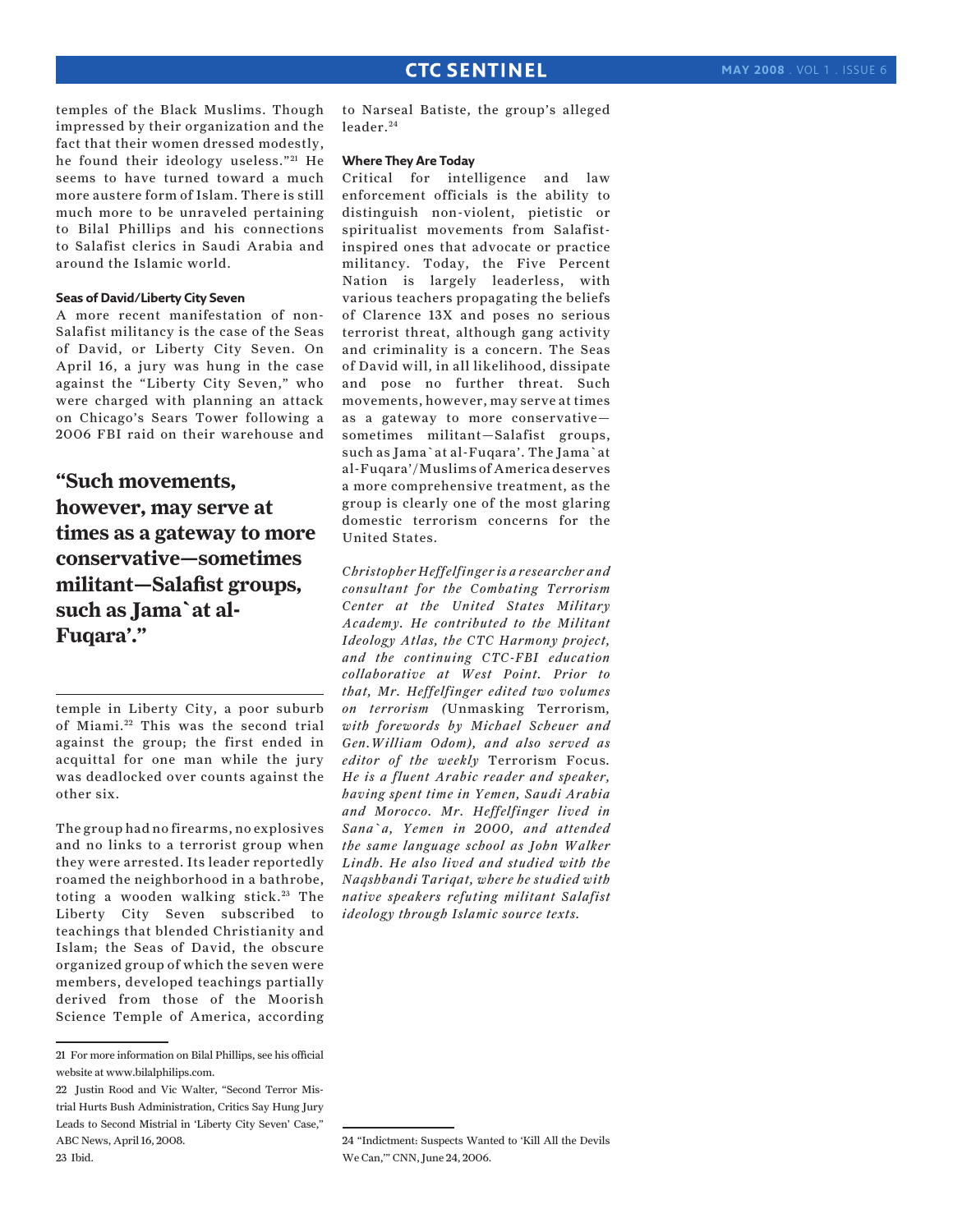temples of the Black Muslims. Though impressed by their organization and the fact that their women dressed modestly, he found their ideology useless."[21] He seems to have turned toward a much more austere form of Islam. There is still much more to be unraveled pertaining to Bilal Phillips and his connections to Salafist clerics in Saudi Arabia and around the Islamic world.

#### Seas of David/Liberty City Seven

A more recent manifestation of non-Salafist militancy is the case of the Seas of David, or Liberty City Seven. On April 16, a jury was hung in the case against the "Liberty City Seven," who were charged with planning an attack on Chicago's Sears Tower following a 2006 FBI raid on their warehouse and temple in Liberty City, a poor suburb of Miami.[22] This was the second trial against the group; the first ended in acquittal for one man while the jury was deadlocked over counts against the other six.

**"Such movements, however, may serve at times as a gateway to more conservative—sometimes militant—Salafist groups, such as Jama`at al-Fuqara'."**

The group had no firearms, no explosives and no links to a terrorist group when they were arrested. Its leader reportedly roamed the neighborhood in a bathrobe, toting a wooden walking stick.[23] The Liberty City Seven subscribed to teachings that blended Christianity and Islam; the Seas of David, the obscure organized group of which the seven were members, developed teachings partially derived from those of the Moorish Science Temple of America, according to Narseal Batiste, the group's alleged leader.[24]

#### Where They Are Today

Critical for intelligence and law enforcement officials is the ability to distinguish non-violent, pietistic or spiritualist movements from Salafist-inspired ones that advocate or practice militancy. Today, the Five Percent Nation is largely leaderless, with various teachers propagating the beliefs of Clarence 13X and poses no serious terrorist threat, although gang activity and criminality is a concern. The Seas of David will, in all likelihood, dissipate and pose no further threat. Such movements, however, may serve at times as a gateway to more conservative—sometimes militant—Salafist groups, such as Jama`at al-Fuqara'. The Jama`at al-Fuqara'/Muslims of America deserves a more comprehensive treatment, as the group is clearly one of the most glaring domestic terrorism concerns for the United States.

*Christopher Heffelfinger is a researcher and consultant for the Combating Terrorism Center at the United States Military Academy. He contributed to the Militant Ideology Atlas, the CTC Harmony project, and the continuing CTC-FBI education collaborative at West Point. Prior to that, Mr. Heffelfinger edited two volumes on terrorism (*Unmasking Terrorism*, with forewords by Michael Scheuer and Gen. William Odom), and also served as editor of the weekly* Terrorism Focus*. He is a fluent Arabic reader and speaker, having spent time in Yemen, Saudi Arabia and Morocco. Mr. Heffelfinger lived in Sana`a, Yemen in 2000, and attended the same language school as John Walker Lindh. He also lived and studied with the Naqshbandi Tariqat, where he studied with native speakers refuting militant Salafist ideology through Islamic source texts.*

---

21 For more information on Bilal Phillips, see his official website at www.bilalphilips.com.

22 Justin Rood and Vic Walter, "Second Terror Mistrial Hurts Bush Administration, Critics Say Hung Jury Leads to Second Mistrial in 'Liberty City Seven' Case," ABC News, April 16, 2008.

23 Ibid.

24 "Indictment: Suspects Wanted to 'Kill All the Devils We Can,'" CNN, June 24, 2006.